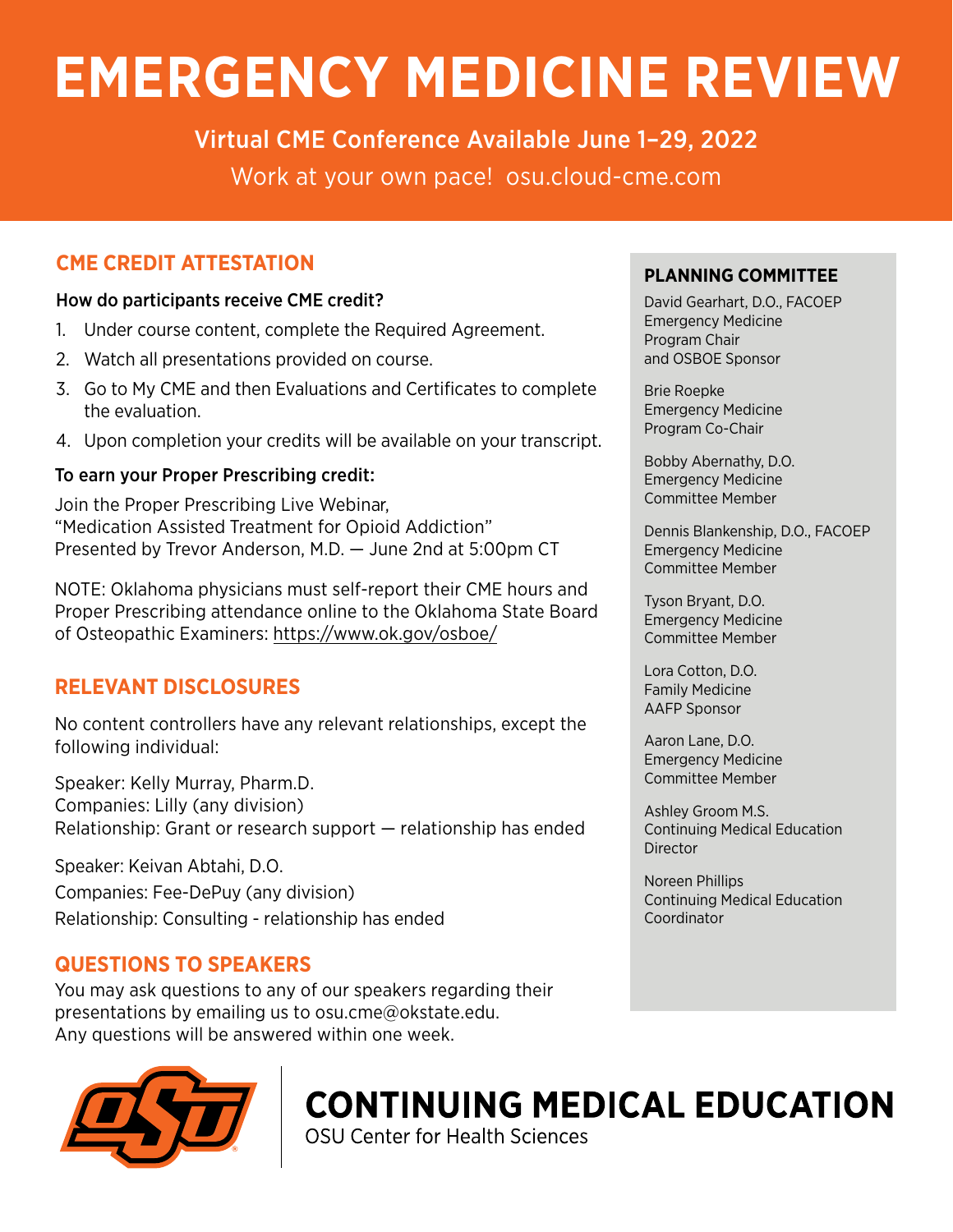# EMERGENCY MEDICINE REVIEW

Virtual CME Conference Available June 1–29, 2022

Work at your own pace! osu.cloud-cme.com

## CME CREDIT ATTESTATION

**How do participants receive CME credit?**

1. Under course content, complete the Required Agreement.
2. Watch all presentations provided on course.
3. Go to My CME and then Evaluations and Certificates to complete the evaluation.
4. Upon completion your credits will be available on your transcript.

**To earn your Proper Prescribing credit:**

Join the Proper Prescribing Live Webinar,
"Medication Assisted Treatment for Opioid Addiction"
Presented by Trevor Anderson, M.D. — June 2nd at 5:00pm CT

NOTE: Oklahoma physicians must self-report their CME hours and Proper Prescribing attendance online to the Oklahoma State Board of Osteopathic Examiners: https://www.ok.gov/osboe/

## RELEVANT DISCLOSURES

No content controllers have any relevant relationships, except the following individual:

Speaker: Kelly Murray, Pharm.D.
Companies: Lilly (any division)
Relationship: Grant or research support — relationship has ended

Speaker: Keivan Abtahi, D.O.
Companies: Fee-DePuy (any division)
Relationship: Consulting - relationship has ended

## QUESTIONS TO SPEAKERS

You may ask questions to any of our speakers regarding their presentations by emailing us to osu.cme@okstate.edu.
Any questions will be answered within one week.

## PLANNING COMMITTEE

David Gearhart, D.O., FACOEP
Emergency Medicine
Program Chair
and OSBOE Sponsor

Brie Roepke
Emergency Medicine
Program Co-Chair

Bobby Abernathy, D.O.
Emergency Medicine
Committee Member

Dennis Blankenship, D.O., FACOEP
Emergency Medicine
Committee Member

Tyson Bryant, D.O.
Emergency Medicine
Committee Member

Lora Cotton, D.O.
Family Medicine
AAFP Sponsor

Aaron Lane, D.O.
Emergency Medicine
Committee Member

Ashley Groom M.S.
Continuing Medical Education
Director

Noreen Phillips
Continuing Medical Education
Coordinator

**CONTINUING MEDICAL EDUCATION**
OSU Center for Health Sciences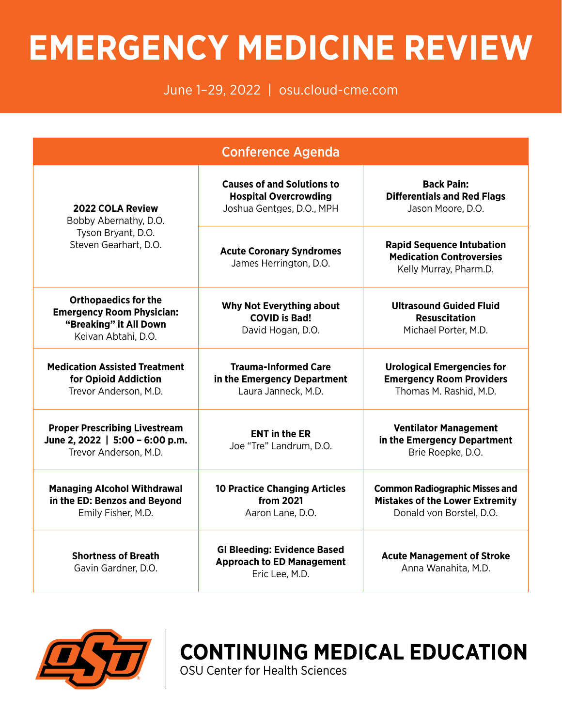# EMERGENCY MEDICINE REVIEW

June 1–29, 2022 | osu.cloud-cme.com

## Conference Agenda

| | | |
|---|---|---|
| **2022 COLA Review**<br>Bobby Abernathy, D.O.<br>Tyson Bryant, D.O.<br>Steven Gearhart, D.O. | **Causes of and Solutions to Hospital Overcrowding**<br>Joshua Gentges, D.O., MPH | **Back Pain: Differentials and Red Flags**<br>Jason Moore, D.O. |
| | **Acute Coronary Syndromes**<br>James Herrington, D.O. | **Rapid Sequence Intubation Medication Controversies**<br>Kelly Murray, Pharm.D. |
| **Orthopaedics for the Emergency Room Physician: "Breaking" it All Down**<br>Keivan Abtahi, D.O. | **Why Not Everything about COVID is Bad!**<br>David Hogan, D.O. | **Ultrasound Guided Fluid Resuscitation**<br>Michael Porter, M.D. |
| **Medication Assisted Treatment for Opioid Addiction**<br>Trevor Anderson, M.D. | **Trauma-Informed Care in the Emergency Department**<br>Laura Janneck, M.D. | **Urological Emergencies for Emergency Room Providers**<br>Thomas M. Rashid, M.D. |
| **Proper Prescribing Livestream June 2, 2022 \| 5:00 – 6:00 p.m.**<br>Trevor Anderson, M.D. | **ENT in the ER**<br>Joe "Tre" Landrum, D.O. | **Ventilator Management in the Emergency Department**<br>Brie Roepke, D.O. |
| **Managing Alcohol Withdrawal in the ED: Benzos and Beyond**<br>Emily Fisher, M.D. | **10 Practice Changing Articles from 2021**<br>Aaron Lane, D.O. | **Common Radiographic Misses and Mistakes of the Lower Extremity**<br>Donald von Borstel, D.O. |
| **Shortness of Breath**<br>Gavin Gardner, D.O. | **GI Bleeding: Evidence Based Approach to ED Management**<br>Eric Lee, M.D. | **Acute Management of Stroke**<br>Anna Wanahita, M.D. |

**CONTINUING MEDICAL EDUCATION**
OSU Center for Health Sciences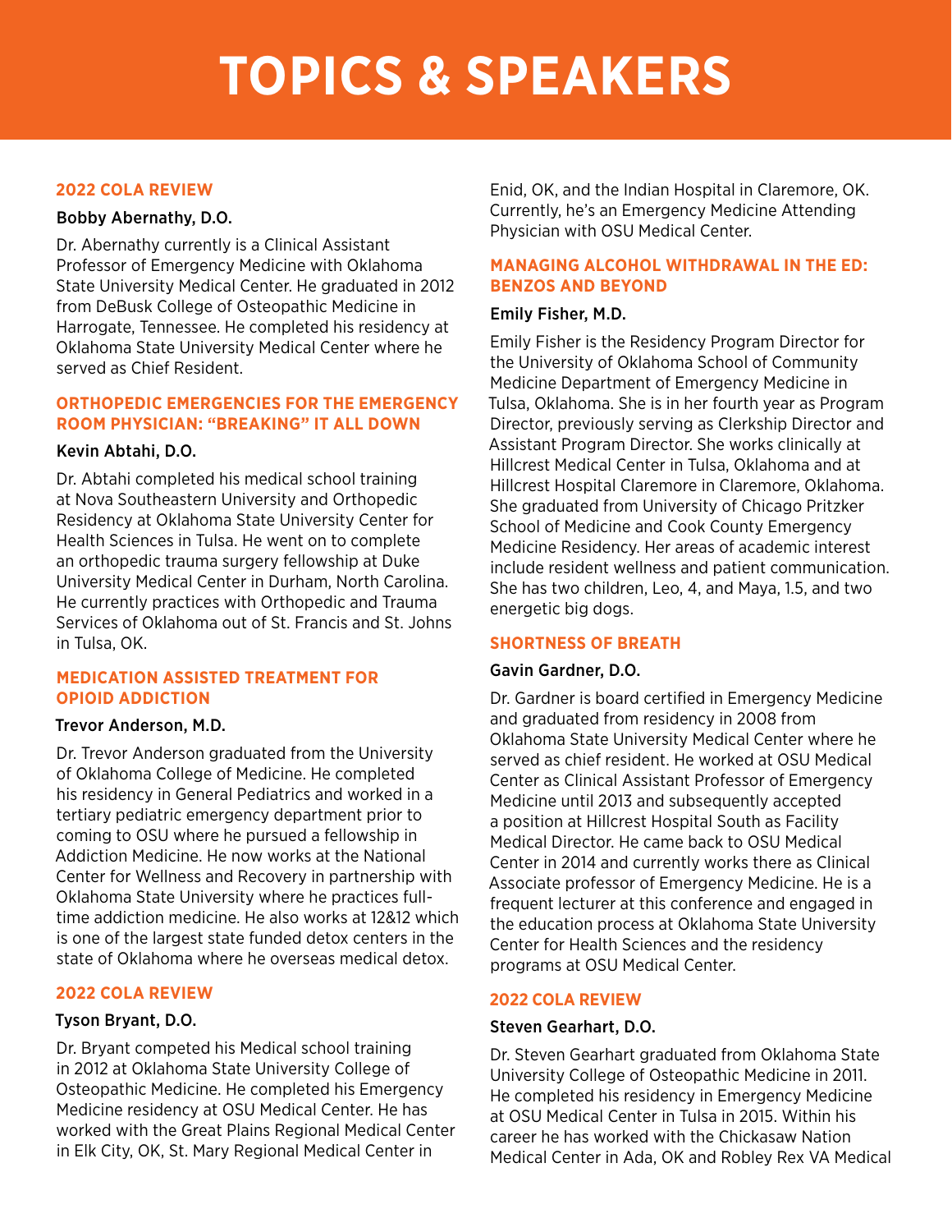# TOPICS & SPEAKERS

### 2022 COLA REVIEW

**Bobby Abernathy, D.O.**

Dr. Abernathy currently is a Clinical Assistant Professor of Emergency Medicine with Oklahoma State University Medical Center. He graduated in 2012 from DeBusk College of Osteopathic Medicine in Harrogate, Tennessee. He completed his residency at Oklahoma State University Medical Center where he served as Chief Resident.

### ORTHOPEDIC EMERGENCIES FOR THE EMERGENCY ROOM PHYSICIAN: "BREAKING" IT ALL DOWN

**Kevin Abtahi, D.O.**

Dr. Abtahi completed his medical school training at Nova Southeastern University and Orthopedic Residency at Oklahoma State University Center for Health Sciences in Tulsa. He went on to complete an orthopedic trauma surgery fellowship at Duke University Medical Center in Durham, North Carolina. He currently practices with Orthopedic and Trauma Services of Oklahoma out of St. Francis and St. Johns in Tulsa, OK.

### MEDICATION ASSISTED TREATMENT FOR OPIOID ADDICTION

**Trevor Anderson, M.D.**

Dr. Trevor Anderson graduated from the University of Oklahoma College of Medicine. He completed his residency in General Pediatrics and worked in a tertiary pediatric emergency department prior to coming to OSU where he pursued a fellowship in Addiction Medicine. He now works at the National Center for Wellness and Recovery in partnership with Oklahoma State University where he practices full-time addiction medicine. He also works at 12&12 which is one of the largest state funded detox centers in the state of Oklahoma where he overseas medical detox.

### 2022 COLA REVIEW

**Tyson Bryant, D.O.**

Dr. Bryant competed his Medical school training in 2012 at Oklahoma State University College of Osteopathic Medicine. He completed his Emergency Medicine residency at OSU Medical Center. He has worked with the Great Plains Regional Medical Center in Elk City, OK, St. Mary Regional Medical Center in Enid, OK, and the Indian Hospital in Claremore, OK. Currently, he's an Emergency Medicine Attending Physician with OSU Medical Center.

### MANAGING ALCOHOL WITHDRAWAL IN THE ED: BENZOS AND BEYOND

**Emily Fisher, M.D.**

Emily Fisher is the Residency Program Director for the University of Oklahoma School of Community Medicine Department of Emergency Medicine in Tulsa, Oklahoma. She is in her fourth year as Program Director, previously serving as Clerkship Director and Assistant Program Director. She works clinically at Hillcrest Medical Center in Tulsa, Oklahoma and at Hillcrest Hospital Claremore in Claremore, Oklahoma. She graduated from University of Chicago Pritzker School of Medicine and Cook County Emergency Medicine Residency. Her areas of academic interest include resident wellness and patient communication. She has two children, Leo, 4, and Maya, 1.5, and two energetic big dogs.

### SHORTNESS OF BREATH

**Gavin Gardner, D.O.**

Dr. Gardner is board certified in Emergency Medicine and graduated from residency in 2008 from Oklahoma State University Medical Center where he served as chief resident. He worked at OSU Medical Center as Clinical Assistant Professor of Emergency Medicine until 2013 and subsequently accepted a position at Hillcrest Hospital South as Facility Medical Director. He came back to OSU Medical Center in 2014 and currently works there as Clinical Associate professor of Emergency Medicine. He is a frequent lecturer at this conference and engaged in the education process at Oklahoma State University Center for Health Sciences and the residency programs at OSU Medical Center.

### 2022 COLA REVIEW

**Steven Gearhart, D.O.**

Dr. Steven Gearhart graduated from Oklahoma State University College of Osteopathic Medicine in 2011. He completed his residency in Emergency Medicine at OSU Medical Center in Tulsa in 2015. Within his career he has worked with the Chickasaw Nation Medical Center in Ada, OK and Robley Rex VA Medical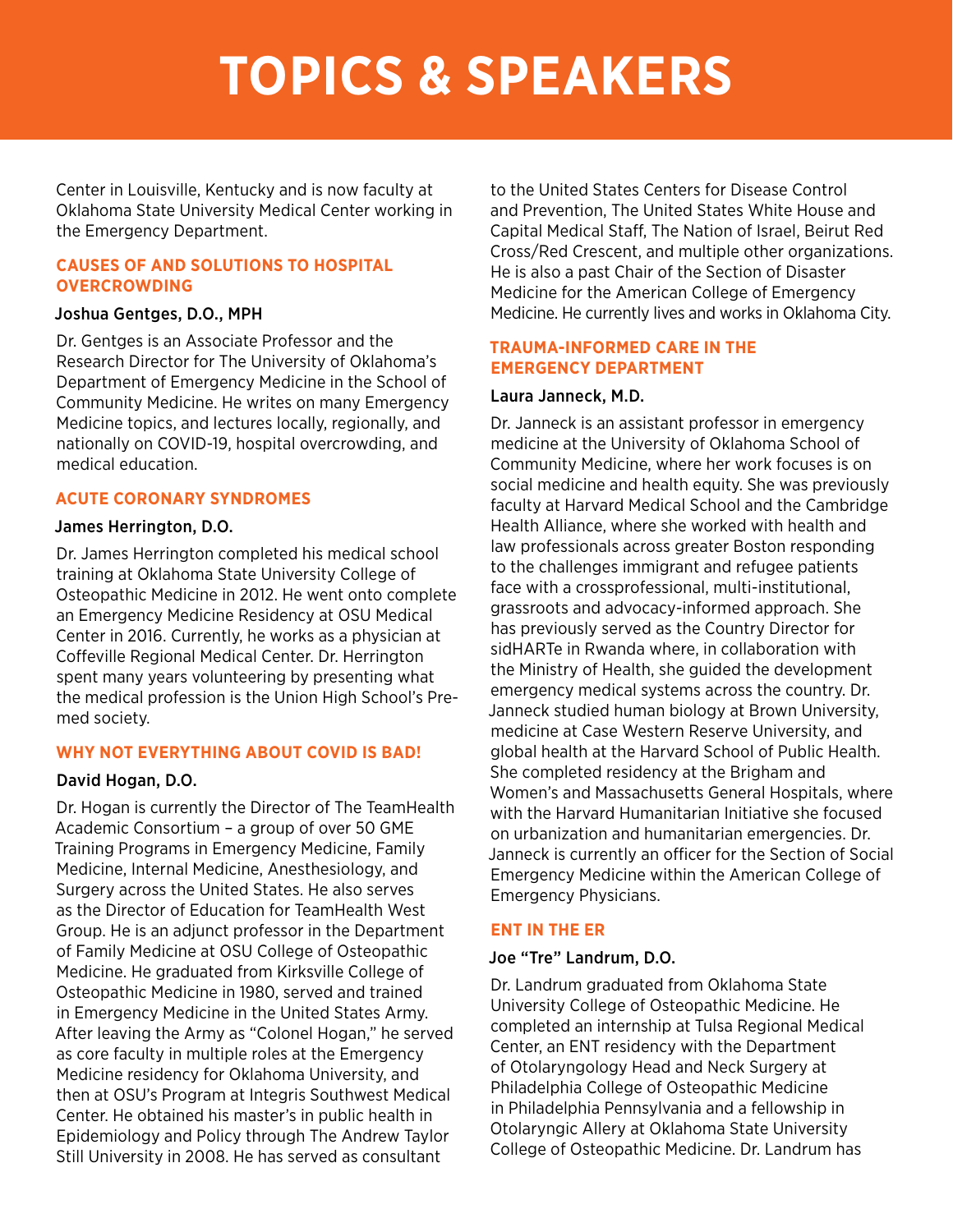# TOPICS & SPEAKERS

Center in Louisville, Kentucky and is now faculty at Oklahoma State University Medical Center working in the Emergency Department.

### CAUSES OF AND SOLUTIONS TO HOSPITAL OVERCROWDING

**Joshua Gentges, D.O., MPH**

Dr. Gentges is an Associate Professor and the Research Director for The University of Oklahoma's Department of Emergency Medicine in the School of Community Medicine. He writes on many Emergency Medicine topics, and lectures locally, regionally, and nationally on COVID-19, hospital overcrowding, and medical education.

### ACUTE CORONARY SYNDROMES

**James Herrington, D.O.**

Dr. James Herrington completed his medical school training at Oklahoma State University College of Osteopathic Medicine in 2012. He went onto complete an Emergency Medicine Residency at OSU Medical Center in 2016. Currently, he works as a physician at Coffeville Regional Medical Center. Dr. Herrington spent many years volunteering by presenting what the medical profession is the Union High School's Pre-med society.

### WHY NOT EVERYTHING ABOUT COVID IS BAD!

**David Hogan, D.O.**

Dr. Hogan is currently the Director of The TeamHealth Academic Consortium – a group of over 50 GME Training Programs in Emergency Medicine, Family Medicine, Internal Medicine, Anesthesiology, and Surgery across the United States. He also serves as the Director of Education for TeamHealth West Group. He is an adjunct professor in the Department of Family Medicine at OSU College of Osteopathic Medicine. He graduated from Kirksville College of Osteopathic Medicine in 1980, served and trained in Emergency Medicine in the United States Army. After leaving the Army as "Colonel Hogan," he served as core faculty in multiple roles at the Emergency Medicine residency for Oklahoma University, and then at OSU's Program at Integris Southwest Medical Center. He obtained his master's in public health in Epidemiology and Policy through The Andrew Taylor Still University in 2008. He has served as consultant to the United States Centers for Disease Control and Prevention, The United States White House and Capital Medical Staff, The Nation of Israel, Beirut Red Cross/Red Crescent, and multiple other organizations. He is also a past Chair of the Section of Disaster Medicine for the American College of Emergency Medicine. He currently lives and works in Oklahoma City.

### TRAUMA-INFORMED CARE IN THE EMERGENCY DEPARTMENT

**Laura Janneck, M.D.**

Dr. Janneck is an assistant professor in emergency medicine at the University of Oklahoma School of Community Medicine, where her work focuses is on social medicine and health equity. She was previously faculty at Harvard Medical School and the Cambridge Health Alliance, where she worked with health and law professionals across greater Boston responding to the challenges immigrant and refugee patients face with a crossprofessional, multi-institutional, grassroots and advocacy-informed approach. She has previously served as the Country Director for sidHARTe in Rwanda where, in collaboration with the Ministry of Health, she guided the development emergency medical systems across the country. Dr. Janneck studied human biology at Brown University, medicine at Case Western Reserve University, and global health at the Harvard School of Public Health. She completed residency at the Brigham and Women's and Massachusetts General Hospitals, where with the Harvard Humanitarian Initiative she focused on urbanization and humanitarian emergencies. Dr. Janneck is currently an officer for the Section of Social Emergency Medicine within the American College of Emergency Physicians.

### ENT IN THE ER

**Joe "Tre" Landrum, D.O.**

Dr. Landrum graduated from Oklahoma State University College of Osteopathic Medicine. He completed an internship at Tulsa Regional Medical Center, an ENT residency with the Department of Otolaryngology Head and Neck Surgery at Philadelphia College of Osteopathic Medicine in Philadelphia Pennsylvania and a fellowship in Otolaryngic Allery at Oklahoma State University College of Osteopathic Medicine. Dr. Landrum has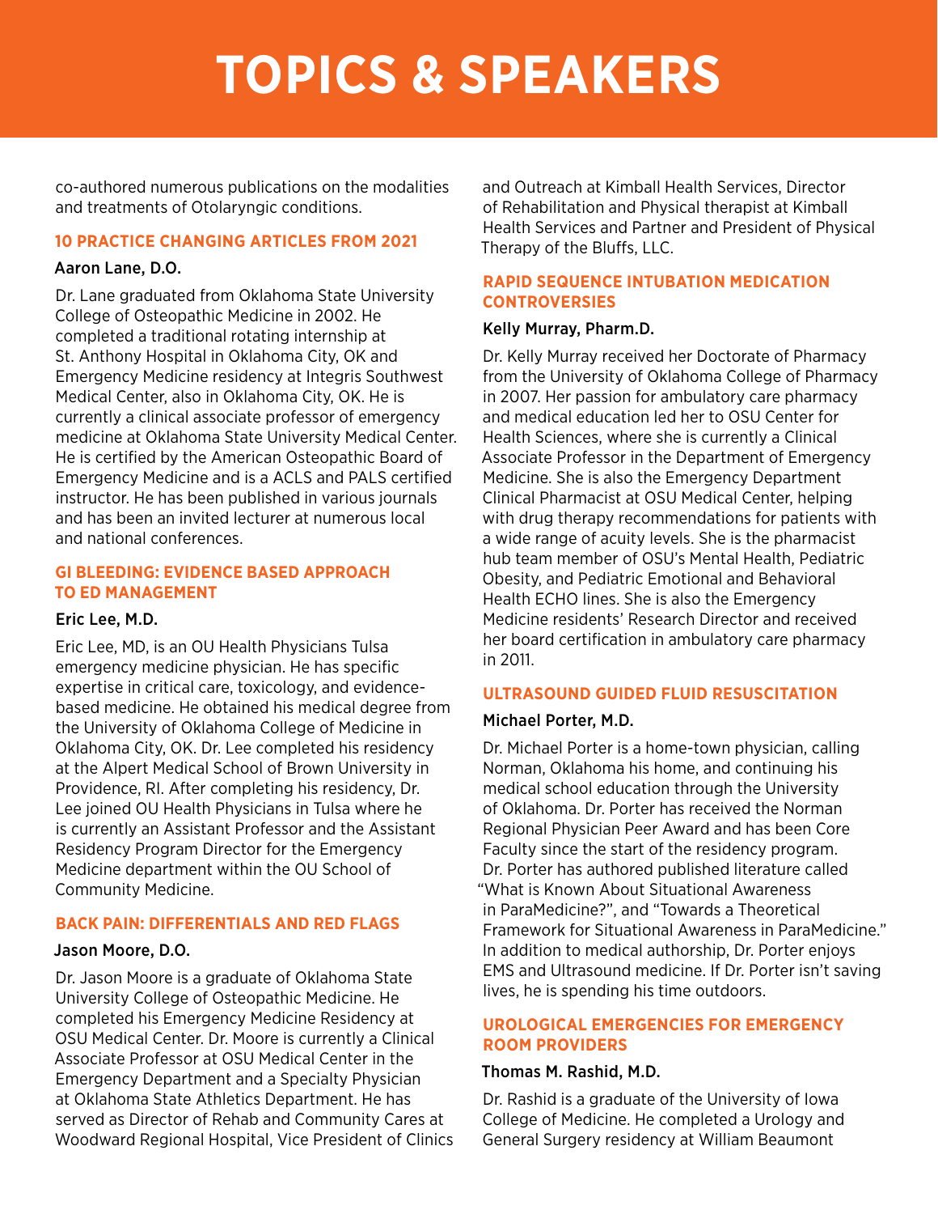# TOPICS & SPEAKERS

co-authored numerous publications on the modalities and treatments of Otolaryngic conditions.

### 10 PRACTICE CHANGING ARTICLES FROM 2021

**Aaron Lane, D.O.**

Dr. Lane graduated from Oklahoma State University College of Osteopathic Medicine in 2002. He completed a traditional rotating internship at St. Anthony Hospital in Oklahoma City, OK and Emergency Medicine residency at Integris Southwest Medical Center, also in Oklahoma City, OK. He is currently a clinical associate professor of emergency medicine at Oklahoma State University Medical Center. He is certified by the American Osteopathic Board of Emergency Medicine and is a ACLS and PALS certified instructor. He has been published in various journals and has been an invited lecturer at numerous local and national conferences.

### GI BLEEDING: EVIDENCE BASED APPROACH TO ED MANAGEMENT

**Eric Lee, M.D.**

Eric Lee, MD, is an OU Health Physicians Tulsa emergency medicine physician. He has specific expertise in critical care, toxicology, and evidence-based medicine. He obtained his medical degree from the University of Oklahoma College of Medicine in Oklahoma City, OK. Dr. Lee completed his residency at the Alpert Medical School of Brown University in Providence, RI. After completing his residency, Dr. Lee joined OU Health Physicians in Tulsa where he is currently an Assistant Professor and the Assistant Residency Program Director for the Emergency Medicine department within the OU School of Community Medicine.

### BACK PAIN: DIFFERENTIALS AND RED FLAGS

**Jason Moore, D.O.**

Dr. Jason Moore is a graduate of Oklahoma State University College of Osteopathic Medicine. He completed his Emergency Medicine Residency at OSU Medical Center. Dr. Moore is currently a Clinical Associate Professor at OSU Medical Center in the Emergency Department and a Specialty Physician at Oklahoma State Athletics Department. He has served as Director of Rehab and Community Cares at Woodward Regional Hospital, Vice President of Clinics and Outreach at Kimball Health Services, Director of Rehabilitation and Physical therapist at Kimball Health Services and Partner and President of Physical Therapy of the Bluffs, LLC.

### RAPID SEQUENCE INTUBATION MEDICATION CONTROVERSIES

**Kelly Murray, Pharm.D.**

Dr. Kelly Murray received her Doctorate of Pharmacy from the University of Oklahoma College of Pharmacy in 2007. Her passion for ambulatory care pharmacy and medical education led her to OSU Center for Health Sciences, where she is currently a Clinical Associate Professor in the Department of Emergency Medicine. She is also the Emergency Department Clinical Pharmacist at OSU Medical Center, helping with drug therapy recommendations for patients with a wide range of acuity levels. She is the pharmacist hub team member of OSU's Mental Health, Pediatric Obesity, and Pediatric Emotional and Behavioral Health ECHO lines. She is also the Emergency Medicine residents' Research Director and received her board certification in ambulatory care pharmacy in 2011.

### ULTRASOUND GUIDED FLUID RESUSCITATION

**Michael Porter, M.D.**

Dr. Michael Porter is a home-town physician, calling Norman, Oklahoma his home, and continuing his medical school education through the University of Oklahoma. Dr. Porter has received the Norman Regional Physician Peer Award and has been Core Faculty since the start of the residency program. Dr. Porter has authored published literature called "What is Known About Situational Awareness in ParaMedicine?", and "Towards a Theoretical Framework for Situational Awareness in ParaMedicine." In addition to medical authorship, Dr. Porter enjoys EMS and Ultrasound medicine. If Dr. Porter isn't saving lives, he is spending his time outdoors.

### UROLOGICAL EMERGENCIES FOR EMERGENCY ROOM PROVIDERS

**Thomas M. Rashid, M.D.**

Dr. Rashid is a graduate of the University of Iowa College of Medicine. He completed a Urology and General Surgery residency at William Beaumont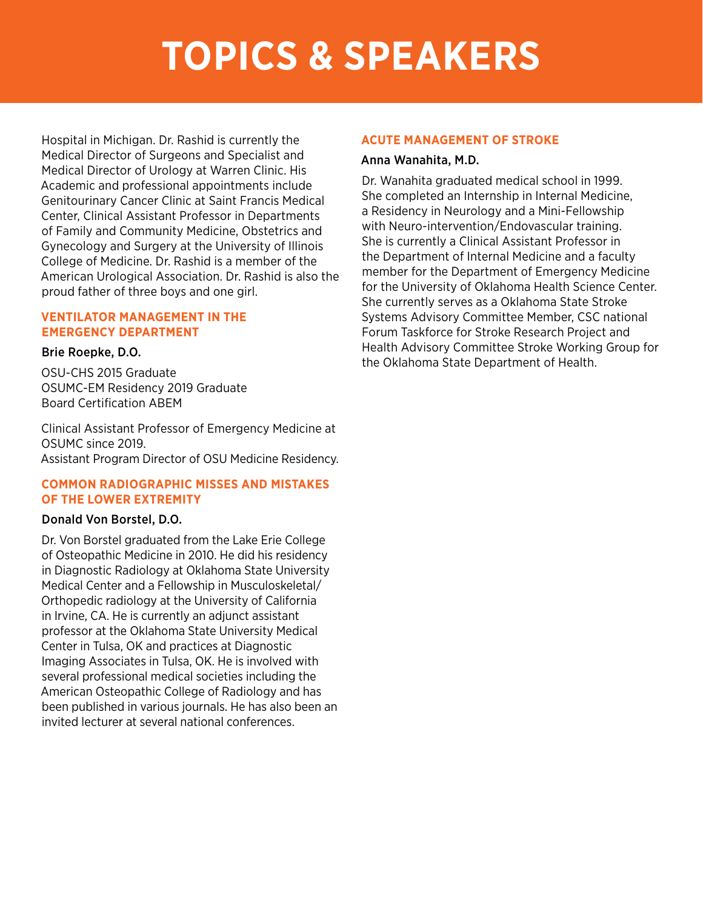# TOPICS & SPEAKERS

Hospital in Michigan. Dr. Rashid is currently the Medical Director of Surgeons and Specialist and Medical Director of Urology at Warren Clinic. His Academic and professional appointments include Genitourinary Cancer Clinic at Saint Francis Medical Center, Clinical Assistant Professor in Departments of Family and Community Medicine, Obstetrics and Gynecology and Surgery at the University of Illinois College of Medicine. Dr. Rashid is a member of the American Urological Association. Dr. Rashid is also the proud father of three boys and one girl.

### VENTILATOR MANAGEMENT IN THE EMERGENCY DEPARTMENT

**Brie Roepke, D.O.**

OSU-CHS 2015 Graduate
OSUMC-EM Residency 2019 Graduate
Board Certification ABEM

Clinical Assistant Professor of Emergency Medicine at OSUMC since 2019.
Assistant Program Director of OSU Medicine Residency.

### COMMON RADIOGRAPHIC MISSES AND MISTAKES OF THE LOWER EXTREMITY

**Donald Von Borstel, D.O.**

Dr. Von Borstel graduated from the Lake Erie College of Osteopathic Medicine in 2010. He did his residency in Diagnostic Radiology at Oklahoma State University Medical Center and a Fellowship in Musculoskeletal/Orthopedic radiology at the University of California in Irvine, CA. He is currently an adjunct assistant professor at the Oklahoma State University Medical Center in Tulsa, OK and practices at Diagnostic Imaging Associates in Tulsa, OK. He is involved with several professional medical societies including the American Osteopathic College of Radiology and has been published in various journals. He has also been an invited lecturer at several national conferences.

### ACUTE MANAGEMENT OF STROKE

**Anna Wanahita, M.D.**

Dr. Wanahita graduated medical school in 1999. She completed an Internship in Internal Medicine, a Residency in Neurology and a Mini-Fellowship with Neuro-intervention/Endovascular training. She is currently a Clinical Assistant Professor in the Department of Internal Medicine and a faculty member for the Department of Emergency Medicine for the University of Oklahoma Health Science Center. She currently serves as a Oklahoma State Stroke Systems Advisory Committee Member, CSC national Forum Taskforce for Stroke Research Project and Health Advisory Committee Stroke Working Group for the Oklahoma State Department of Health.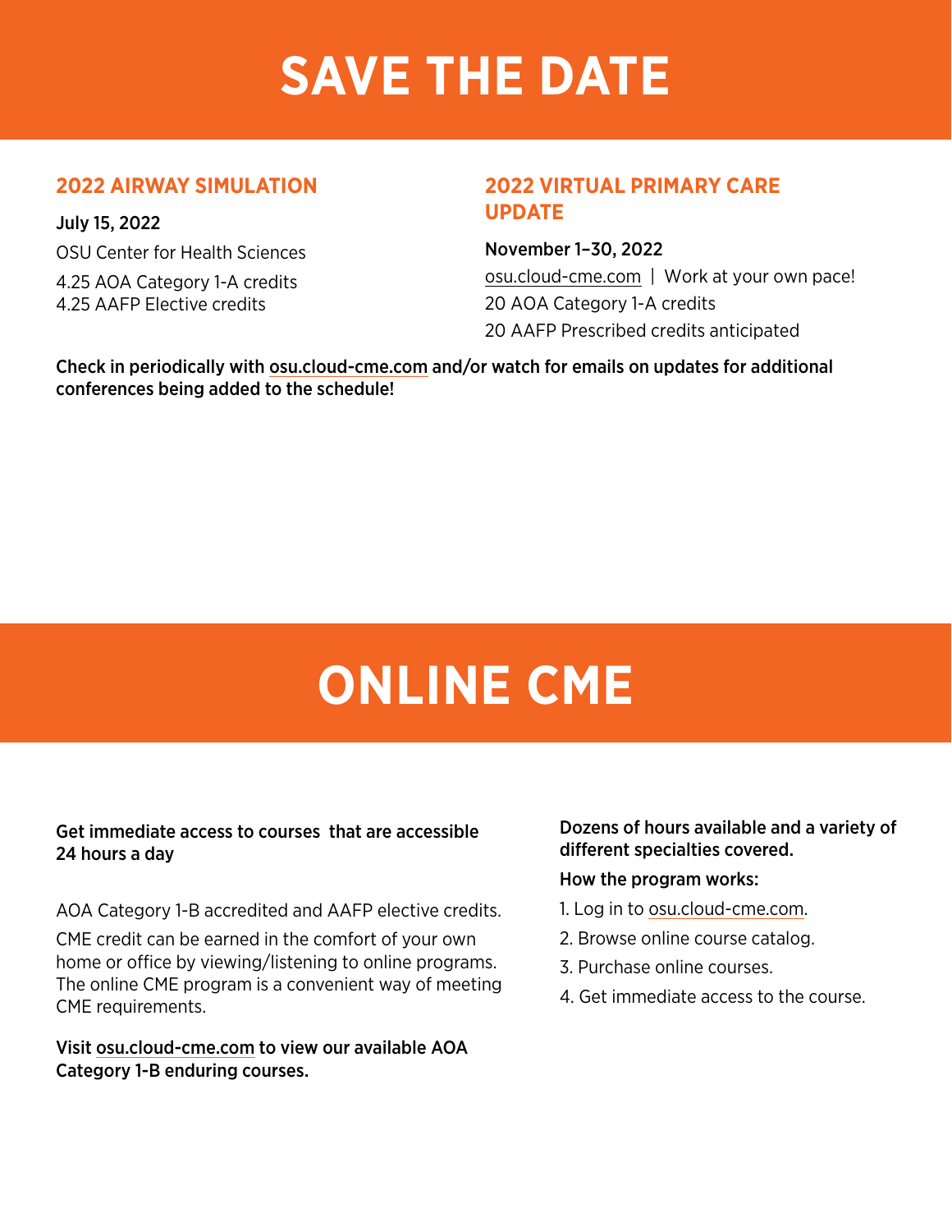# SAVE THE DATE

## 2022 AIRWAY SIMULATION

**July 15, 2022**

OSU Center for Health Sciences

4.25 AOA Category 1-A credits
4.25 AAFP Elective credits

## 2022 VIRTUAL PRIMARY CARE UPDATE

**November 1–30, 2022**

osu.cloud-cme.com | Work at your own pace!

20 AOA Category 1-A credits

20 AAFP Prescribed credits anticipated

**Check in periodically with osu.cloud-cme.com and/or watch for emails on updates for additional conferences being added to the schedule!**

# ONLINE CME

**Get immediate access to courses that are accessible 24 hours a day**

AOA Category 1-B accredited and AAFP elective credits.

CME credit can be earned in the comfort of your own home or office by viewing/listening to online programs. The online CME program is a convenient way of meeting CME requirements.

**Visit osu.cloud-cme.com to view our available AOA Category 1-B enduring courses.**

**Dozens of hours available and a variety of different specialties covered.**

**How the program works:**

1. Log in to osu.cloud-cme.com.
2. Browse online course catalog.
3. Purchase online courses.
4. Get immediate access to the course.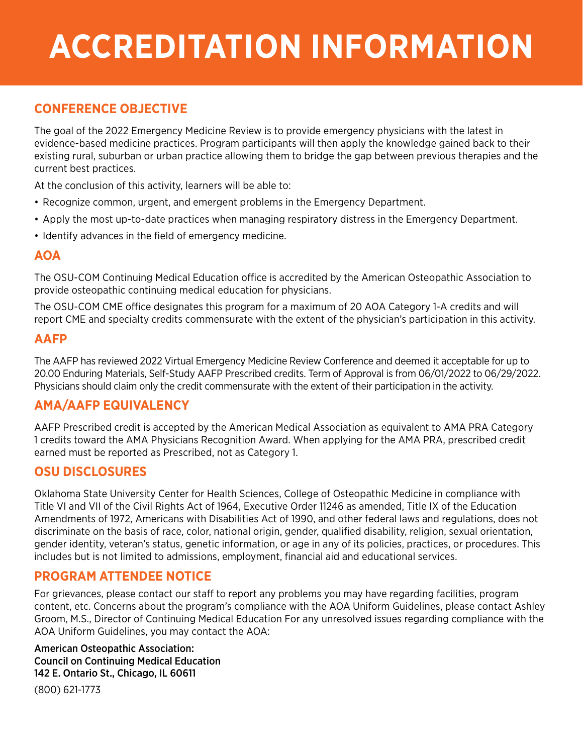# ACCREDITATION INFORMATION

## CONFERENCE OBJECTIVE

The goal of the 2022 Emergency Medicine Review is to provide emergency physicians with the latest in evidence-based medicine practices. Program participants will then apply the knowledge gained back to their existing rural, suburban or urban practice allowing them to bridge the gap between previous therapies and the current best practices.

At the conclusion of this activity, learners will be able to:

- Recognize common, urgent, and emergent problems in the Emergency Department.
- Apply the most up-to-date practices when managing respiratory distress in the Emergency Department.
- Identify advances in the field of emergency medicine.

## AOA

The OSU-COM Continuing Medical Education office is accredited by the American Osteopathic Association to provide osteopathic continuing medical education for physicians.

The OSU-COM CME office designates this program for a maximum of 20 AOA Category 1-A credits and will report CME and specialty credits commensurate with the extent of the physician's participation in this activity.

## AAFP

The AAFP has reviewed 2022 Virtual Emergency Medicine Review Conference and deemed it acceptable for up to 20.00 Enduring Materials, Self-Study AAFP Prescribed credits. Term of Approval is from 06/01/2022 to 06/29/2022. Physicians should claim only the credit commensurate with the extent of their participation in the activity.

## AMA/AAFP EQUIVALENCY

AAFP Prescribed credit is accepted by the American Medical Association as equivalent to AMA PRA Category 1 credits toward the AMA Physicians Recognition Award. When applying for the AMA PRA, prescribed credit earned must be reported as Prescribed, not as Category 1.

## OSU DISCLOSURES

Oklahoma State University Center for Health Sciences, College of Osteopathic Medicine in compliance with Title VI and VII of the Civil Rights Act of 1964, Executive Order 11246 as amended, Title IX of the Education Amendments of 1972, Americans with Disabilities Act of 1990, and other federal laws and regulations, does not discriminate on the basis of race, color, national origin, gender, qualified disability, religion, sexual orientation, gender identity, veteran's status, genetic information, or age in any of its policies, practices, or procedures. This includes but is not limited to admissions, employment, financial aid and educational services.

## PROGRAM ATTENDEE NOTICE

For grievances, please contact our staff to report any problems you may have regarding facilities, program content, etc. Concerns about the program's compliance with the AOA Uniform Guidelines, please contact Ashley Groom, M.S., Director of Continuing Medical Education For any unresolved issues regarding compliance with the AOA Uniform Guidelines, you may contact the AOA:

American Osteopathic Association:
Council on Continuing Medical Education
142 E. Ontario St., Chicago, IL 60611

(800) 621-1773